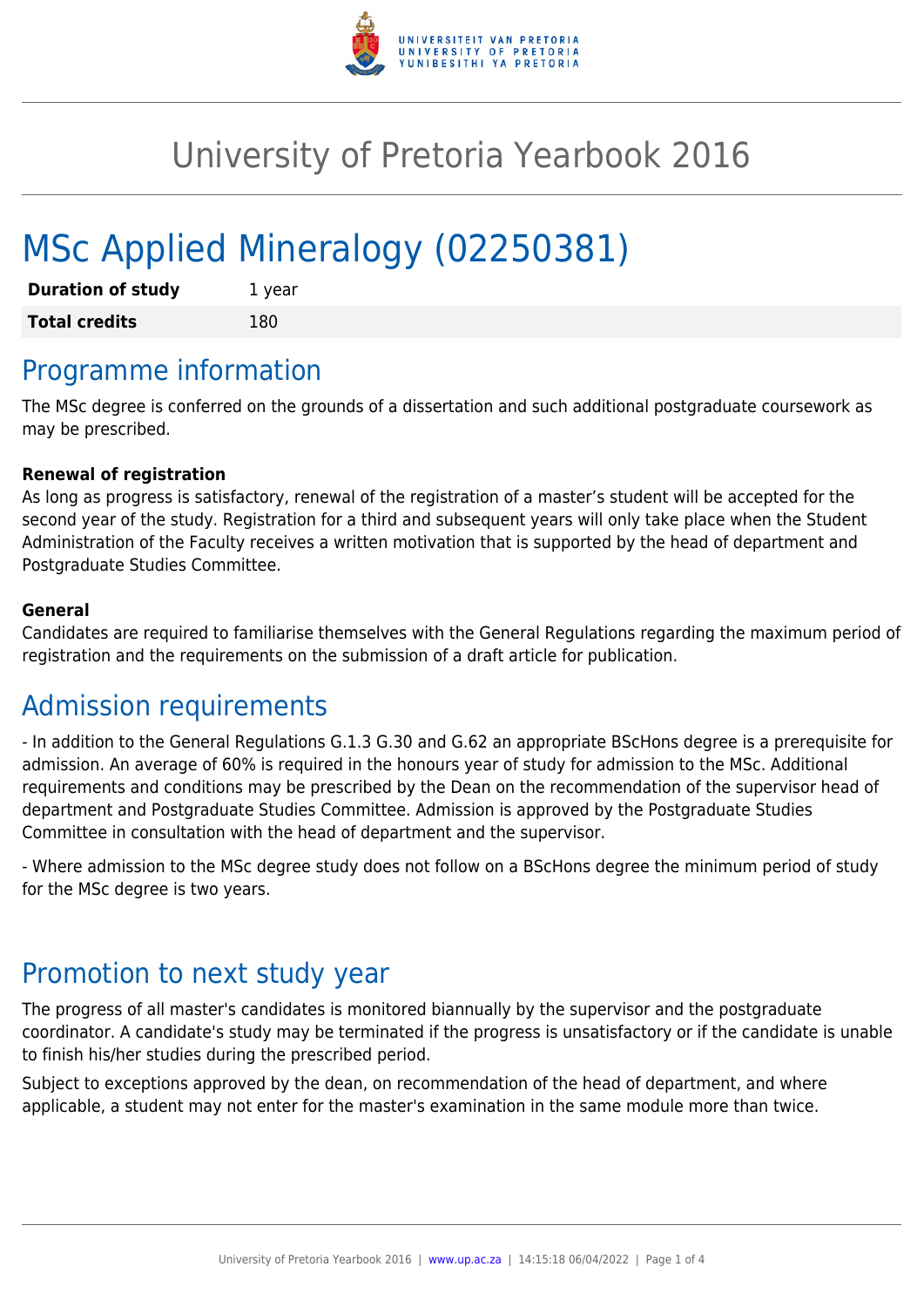# University of Pretoria Yearbook 2016

# MSc Applied Mineralogy (02250381)

| **Duration of study** | 1 year |
| --- | --- |
| **Total credits** | 180 |

## Programme information

The MSc degree is conferred on the grounds of a dissertation and such additional postgraduate coursework as may be prescribed.

**Renewal of registration**

As long as progress is satisfactory, renewal of the registration of a master's student will be accepted for the second year of the study. Registration for a third and subsequent years will only take place when the Student Administration of the Faculty receives a written motivation that is supported by the head of department and Postgraduate Studies Committee.

**General**

Candidates are required to familiarise themselves with the General Regulations regarding the maximum period of registration and the requirements on the submission of a draft article for publication.

## Admission requirements

- In addition to the General Regulations G.1.3 G.30 and G.62 an appropriate BScHons degree is a prerequisite for admission. An average of 60% is required in the honours year of study for admission to the MSc. Additional requirements and conditions may be prescribed by the Dean on the recommendation of the supervisor head of department and Postgraduate Studies Committee. Admission is approved by the Postgraduate Studies Committee in consultation with the head of department and the supervisor.

- Where admission to the MSc degree study does not follow on a BScHons degree the minimum period of study for the MSc degree is two years.

## Promotion to next study year

The progress of all master's candidates is monitored biannually by the supervisor and the postgraduate coordinator. A candidate's study may be terminated if the progress is unsatisfactory or if the candidate is unable to finish his/her studies during the prescribed period.

Subject to exceptions approved by the dean, on recommendation of the head of department, and where applicable, a student may not enter for the master's examination in the same module more than twice.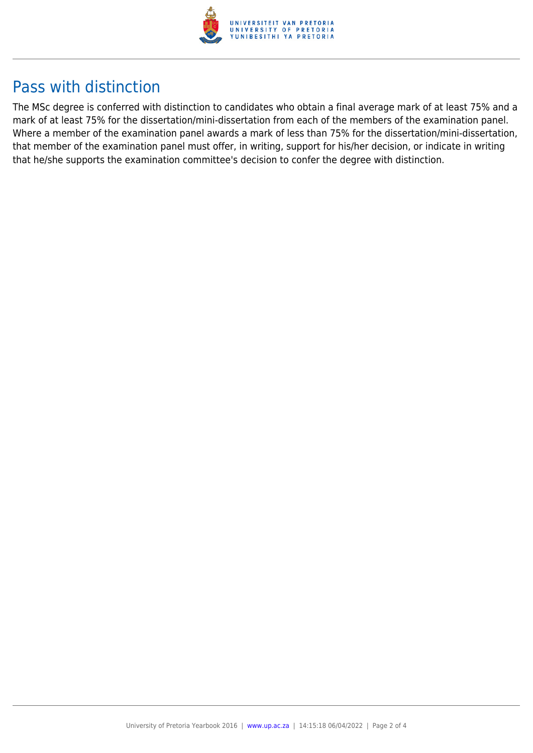## Pass with distinction

The MSc degree is conferred with distinction to candidates who obtain a final average mark of at least 75% and a mark of at least 75% for the dissertation/mini-dissertation from each of the members of the examination panel. Where a member of the examination panel awards a mark of less than 75% for the dissertation/mini-dissertation, that member of the examination panel must offer, in writing, support for his/her decision, or indicate in writing that he/she supports the examination committee's decision to confer the degree with distinction.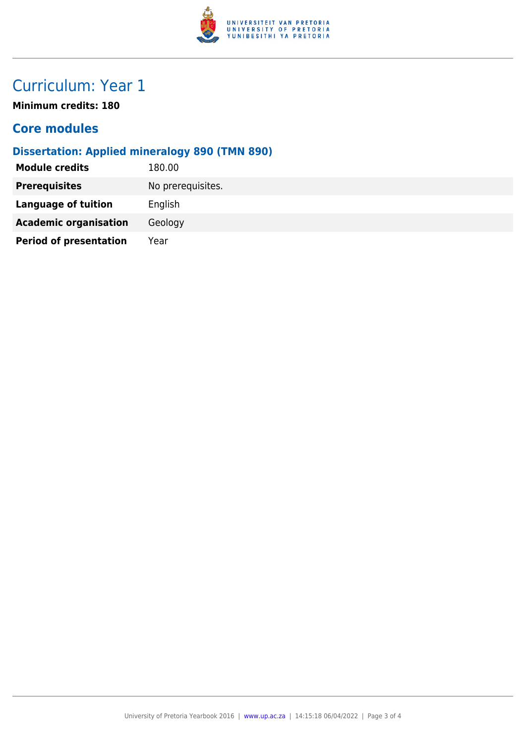# Curriculum: Year 1

**Minimum credits: 180**

## Core modules

### Dissertation: Applied mineralogy 890 (TMN 890)

| | |
|---|---|
| **Module credits** | 180.00 |
| **Prerequisites** | No prerequisites. |
| **Language of tuition** | English |
| **Academic organisation** | Geology |
| **Period of presentation** | Year |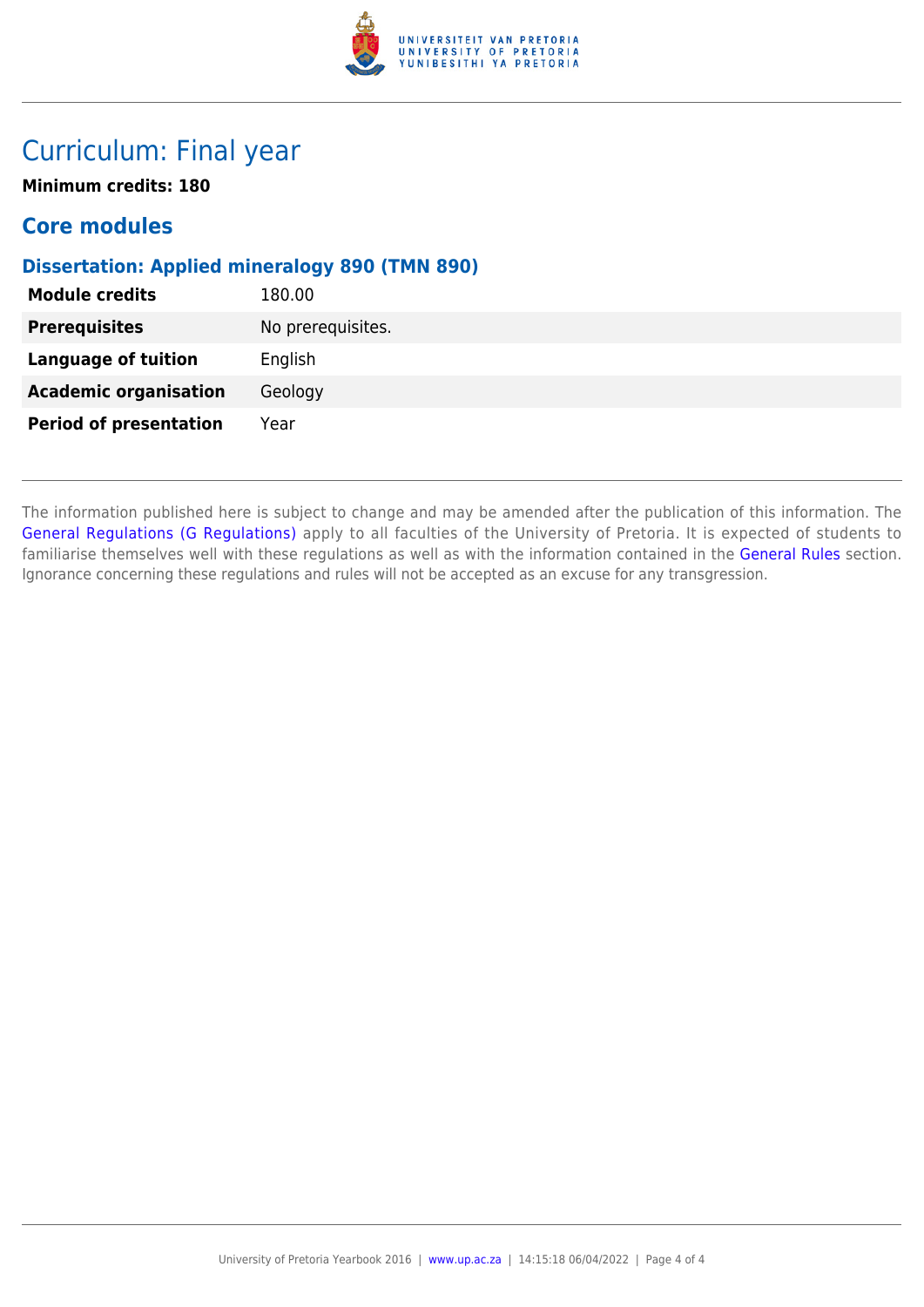## Curriculum: Final year

**Minimum credits: 180**

### Core modules

#### Dissertation: Applied mineralogy 890 (TMN 890)

| | |
|---|---|
| **Module credits** | 180.00 |
| **Prerequisites** | No prerequisites. |
| **Language of tuition** | English |
| **Academic organisation** | Geology |
| **Period of presentation** | Year |

The information published here is subject to change and may be amended after the publication of this information. The General Regulations (G Regulations) apply to all faculties of the University of Pretoria. It is expected of students to familiarise themselves well with these regulations as well as with the information contained in the General Rules section. Ignorance concerning these regulations and rules will not be accepted as an excuse for any transgression.